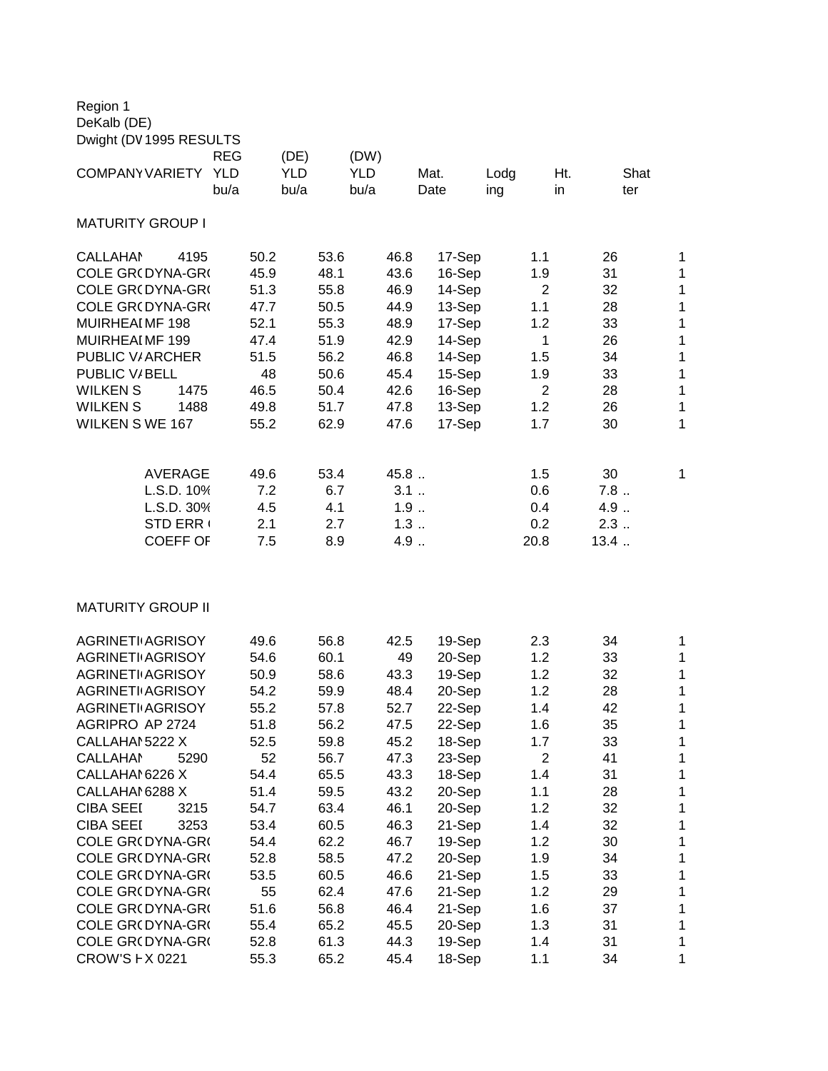Region 1
DeKalb (DE)
Dwight (DV 1995 RESULTS

| COMPANY | VARIETY | REG YLD bu/a | (DE) YLD bu/a | (DW) YLD bu/a | Mat. Date | Lodging | Ht. in | Shatter |
|---|---|---|---|---|---|---|---|---|
| **MATURITY GROUP I** | | | | | | | | |
| CALLAHAN | 4195 | 50.2 | 53.6 | 46.8 | 17-Sep | 1.1 | 26 | 1 |
| COLE GR( | DYNA-GR( | 45.9 | 48.1 | 43.6 | 16-Sep | 1.9 | 31 | 1 |
| COLE GR( | DYNA-GR( | 51.3 | 55.8 | 46.9 | 14-Sep | 2 | 32 | 1 |
| COLE GR( | DYNA-GR( | 47.7 | 50.5 | 44.9 | 13-Sep | 1.1 | 28 | 1 |
| MUIRHEAI | MF 198 | 52.1 | 55.3 | 48.9 | 17-Sep | 1.2 | 33 | 1 |
| MUIRHEAI | MF 199 | 47.4 | 51.9 | 42.9 | 14-Sep | 1 | 26 | 1 |
| PUBLIC V/ | ARCHER | 51.5 | 56.2 | 46.8 | 14-Sep | 1.5 | 34 | 1 |
| PUBLIC V/ | BELL | 48 | 50.6 | 45.4 | 15-Sep | 1.9 | 33 | 1 |
| WILKEN S | 1475 | 46.5 | 50.4 | 42.6 | 16-Sep | 2 | 28 | 1 |
| WILKEN S | 1488 | 49.8 | 51.7 | 47.8 | 13-Sep | 1.2 | 26 | 1 |
| WILKEN S | WE 167 | 55.2 | 62.9 | 47.6 | 17-Sep | 1.7 | 30 | 1 |
| | AVERAGE | 49.6 | 53.4 | 45.8 | .. | 1.5 | 30 | 1 |
| | L.S.D. 10% | 7.2 | 6.7 | 3.1 | .. | 0.6 | 7.8 | .. |
| | L.S.D. 30% | 4.5 | 4.1 | 1.9 | .. | 0.4 | 4.9 | .. |
| | STD ERR ( | 2.1 | 2.7 | 1.3 | .. | 0.2 | 2.3 | .. |
| | COEFF OF | 7.5 | 8.9 | 4.9 | .. | 20.8 | 13.4 | .. |
| **MATURITY GROUP II** | | | | | | | | |
| AGRINETI | AGRISOY | 49.6 | 56.8 | 42.5 | 19-Sep | 2.3 | 34 | 1 |
| AGRINETI | AGRISOY | 54.6 | 60.1 | 49 | 20-Sep | 1.2 | 33 | 1 |
| AGRINETI | AGRISOY | 50.9 | 58.6 | 43.3 | 19-Sep | 1.2 | 32 | 1 |
| AGRINETI | AGRISOY | 54.2 | 59.9 | 48.4 | 20-Sep | 1.2 | 28 | 1 |
| AGRINETI | AGRISOY | 55.2 | 57.8 | 52.7 | 22-Sep | 1.4 | 42 | 1 |
| AGRIPRO | AP 2724 | 51.8 | 56.2 | 47.5 | 22-Sep | 1.6 | 35 | 1 |
| CALLAHAN | 5222 X | 52.5 | 59.8 | 45.2 | 18-Sep | 1.7 | 33 | 1 |
| CALLAHAN | 5290 | 52 | 56.7 | 47.3 | 23-Sep | 2 | 41 | 1 |
| CALLAHAN | 6226 X | 54.4 | 65.5 | 43.3 | 18-Sep | 1.4 | 31 | 1 |
| CALLAHAN | 6288 X | 51.4 | 59.5 | 43.2 | 20-Sep | 1.1 | 28 | 1 |
| CIBA SEEI | 3215 | 54.7 | 63.4 | 46.1 | 20-Sep | 1.2 | 32 | 1 |
| CIBA SEEI | 3253 | 53.4 | 60.5 | 46.3 | 21-Sep | 1.4 | 32 | 1 |
| COLE GR( | DYNA-GR( | 54.4 | 62.2 | 46.7 | 19-Sep | 1.2 | 30 | 1 |
| COLE GR( | DYNA-GR( | 52.8 | 58.5 | 47.2 | 20-Sep | 1.9 | 34 | 1 |
| COLE GR( | DYNA-GR( | 53.5 | 60.5 | 46.6 | 21-Sep | 1.5 | 33 | 1 |
| COLE GR( | DYNA-GR( | 55 | 62.4 | 47.6 | 21-Sep | 1.2 | 29 | 1 |
| COLE GR( | DYNA-GR( | 51.6 | 56.8 | 46.4 | 21-Sep | 1.6 | 37 | 1 |
| COLE GR( | DYNA-GR( | 55.4 | 65.2 | 45.5 | 20-Sep | 1.3 | 31 | 1 |
| COLE GR( | DYNA-GR( | 52.8 | 61.3 | 44.3 | 19-Sep | 1.4 | 31 | 1 |
| CROW'S H | X 0221 | 55.3 | 65.2 | 45.4 | 18-Sep | 1.1 | 34 | 1 |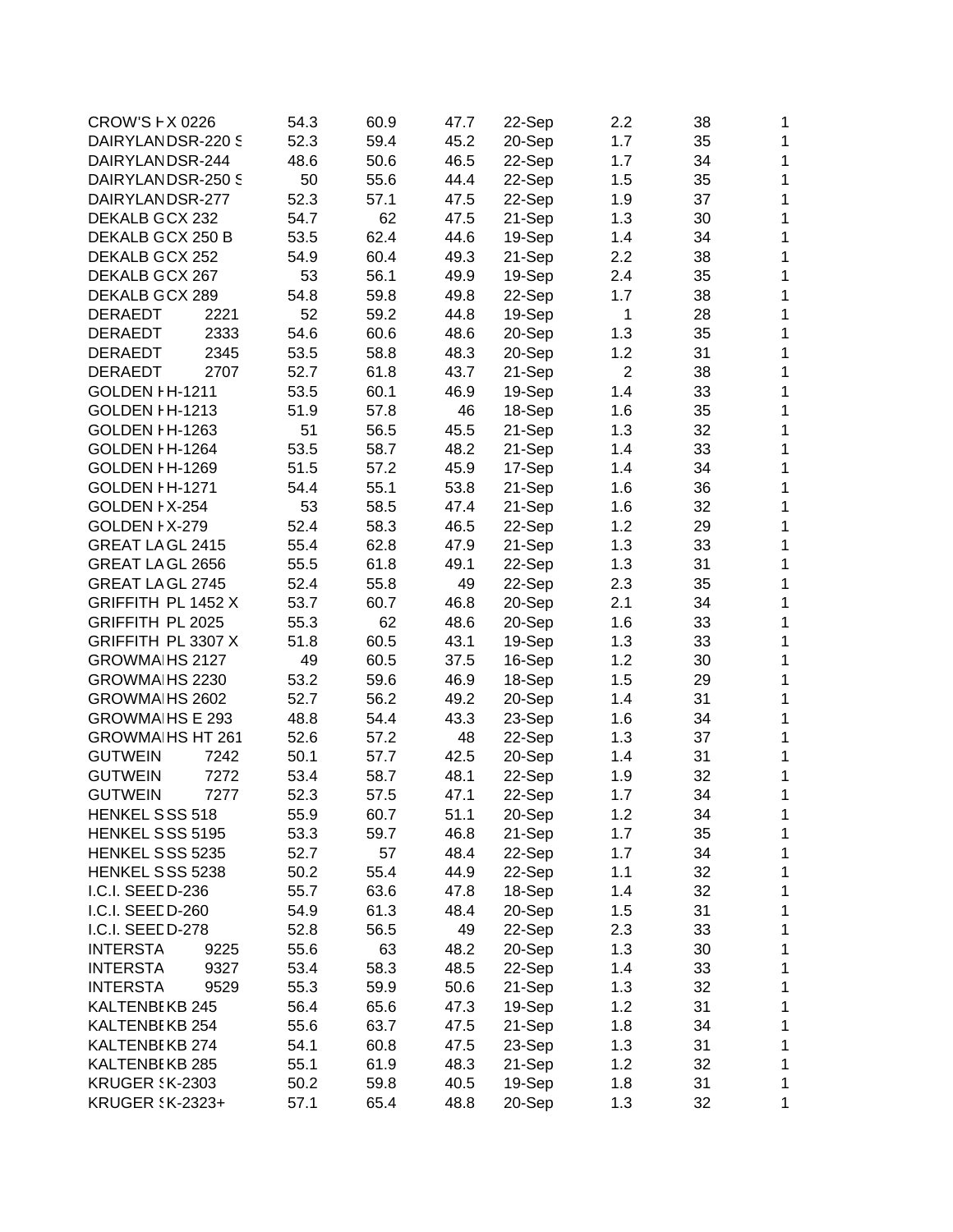| | | | | | | | | |
|---|---|---|---|---|---|---|---|---|
| CROW'S H | X 0226 | 54.3 | 60.9 | 47.7 | 22-Sep | 2.2 | 38 | 1 |
| DAIRYLAN | DSR-220 S | 52.3 | 59.4 | 45.2 | 20-Sep | 1.7 | 35 | 1 |
| DAIRYLAN | DSR-244 | 48.6 | 50.6 | 46.5 | 22-Sep | 1.7 | 34 | 1 |
| DAIRYLAN | DSR-250 S | 50 | 55.6 | 44.4 | 22-Sep | 1.5 | 35 | 1 |
| DAIRYLAN | DSR-277 | 52.3 | 57.1 | 47.5 | 22-Sep | 1.9 | 37 | 1 |
| DEKALB G | CX 232 | 54.7 | 62 | 47.5 | 21-Sep | 1.3 | 30 | 1 |
| DEKALB G | CX 250 B | 53.5 | 62.4 | 44.6 | 19-Sep | 1.4 | 34 | 1 |
| DEKALB G | CX 252 | 54.9 | 60.4 | 49.3 | 21-Sep | 2.2 | 38 | 1 |
| DEKALB G | CX 267 | 53 | 56.1 | 49.9 | 19-Sep | 2.4 | 35 | 1 |
| DEKALB G | CX 289 | 54.8 | 59.8 | 49.8 | 22-Sep | 1.7 | 38 | 1 |
| DERAEDT | 2221 | 52 | 59.2 | 44.8 | 19-Sep | 1 | 28 | 1 |
| DERAEDT | 2333 | 54.6 | 60.6 | 48.6 | 20-Sep | 1.3 | 35 | 1 |
| DERAEDT | 2345 | 53.5 | 58.8 | 48.3 | 20-Sep | 1.2 | 31 | 1 |
| DERAEDT | 2707 | 52.7 | 61.8 | 43.7 | 21-Sep | 2 | 38 | 1 |
| GOLDEN H | H-1211 | 53.5 | 60.1 | 46.9 | 19-Sep | 1.4 | 33 | 1 |
| GOLDEN H | H-1213 | 51.9 | 57.8 | 46 | 18-Sep | 1.6 | 35 | 1 |
| GOLDEN H | H-1263 | 51 | 56.5 | 45.5 | 21-Sep | 1.3 | 32 | 1 |
| GOLDEN H | H-1264 | 53.5 | 58.7 | 48.2 | 21-Sep | 1.4 | 33 | 1 |
| GOLDEN H | H-1269 | 51.5 | 57.2 | 45.9 | 17-Sep | 1.4 | 34 | 1 |
| GOLDEN H | H-1271 | 54.4 | 55.1 | 53.8 | 21-Sep | 1.6 | 36 | 1 |
| GOLDEN H | X-254 | 53 | 58.5 | 47.4 | 21-Sep | 1.6 | 32 | 1 |
| GOLDEN H | X-279 | 52.4 | 58.3 | 46.5 | 22-Sep | 1.2 | 29 | 1 |
| GREAT LA | GL 2415 | 55.4 | 62.8 | 47.9 | 21-Sep | 1.3 | 33 | 1 |
| GREAT LA | GL 2656 | 55.5 | 61.8 | 49.1 | 22-Sep | 1.3 | 31 | 1 |
| GREAT LA | GL 2745 | 52.4 | 55.8 | 49 | 22-Sep | 2.3 | 35 | 1 |
| GRIFFITH | PL 1452 X | 53.7 | 60.7 | 46.8 | 20-Sep | 2.1 | 34 | 1 |
| GRIFFITH | PL 2025 | 55.3 | 62 | 48.6 | 20-Sep | 1.6 | 33 | 1 |
| GRIFFITH | PL 3307 X | 51.8 | 60.5 | 43.1 | 19-Sep | 1.3 | 33 | 1 |
| GROWMA | HS 2127 | 49 | 60.5 | 37.5 | 16-Sep | 1.2 | 30 | 1 |
| GROWMA | HS 2230 | 53.2 | 59.6 | 46.9 | 18-Sep | 1.5 | 29 | 1 |
| GROWMA | HS 2602 | 52.7 | 56.2 | 49.2 | 20-Sep | 1.4 | 31 | 1 |
| GROWMA | HS E 293 | 48.8 | 54.4 | 43.3 | 23-Sep | 1.6 | 34 | 1 |
| GROWMA | HS HT 261 | 52.6 | 57.2 | 48 | 22-Sep | 1.3 | 37 | 1 |
| GUTWEIN | 7242 | 50.1 | 57.7 | 42.5 | 20-Sep | 1.4 | 31 | 1 |
| GUTWEIN | 7272 | 53.4 | 58.7 | 48.1 | 22-Sep | 1.9 | 32 | 1 |
| GUTWEIN | 7277 | 52.3 | 57.5 | 47.1 | 22-Sep | 1.7 | 34 | 1 |
| HENKEL S | SS 518 | 55.9 | 60.7 | 51.1 | 20-Sep | 1.2 | 34 | 1 |
| HENKEL S | SS 5195 | 53.3 | 59.7 | 46.8 | 21-Sep | 1.7 | 35 | 1 |
| HENKEL S | SS 5235 | 52.7 | 57 | 48.4 | 22-Sep | 1.7 | 34 | 1 |
| HENKEL S | SS 5238 | 50.2 | 55.4 | 44.9 | 22-Sep | 1.1 | 32 | 1 |
| I.C.I. SEED | D-236 | 55.7 | 63.6 | 47.8 | 18-Sep | 1.4 | 32 | 1 |
| I.C.I. SEED | D-260 | 54.9 | 61.3 | 48.4 | 20-Sep | 1.5 | 31 | 1 |
| I.C.I. SEED | D-278 | 52.8 | 56.5 | 49 | 22-Sep | 2.3 | 33 | 1 |
| INTERSTA | 9225 | 55.6 | 63 | 48.2 | 20-Sep | 1.3 | 30 | 1 |
| INTERSTA | 9327 | 53.4 | 58.3 | 48.5 | 22-Sep | 1.4 | 33 | 1 |
| INTERSTA | 9529 | 55.3 | 59.9 | 50.6 | 21-Sep | 1.3 | 32 | 1 |
| KALTENBE | KB 245 | 56.4 | 65.6 | 47.3 | 19-Sep | 1.2 | 31 | 1 |
| KALTENBE | KB 254 | 55.6 | 63.7 | 47.5 | 21-Sep | 1.8 | 34 | 1 |
| KALTENBE | KB 274 | 54.1 | 60.8 | 47.5 | 23-Sep | 1.3 | 31 | 1 |
| KALTENBE | KB 285 | 55.1 | 61.9 | 48.3 | 21-Sep | 1.2 | 32 | 1 |
| KRUGER S | K-2303 | 50.2 | 59.8 | 40.5 | 19-Sep | 1.8 | 31 | 1 |
| KRUGER S | K-2323+ | 57.1 | 65.4 | 48.8 | 20-Sep | 1.3 | 32 | 1 |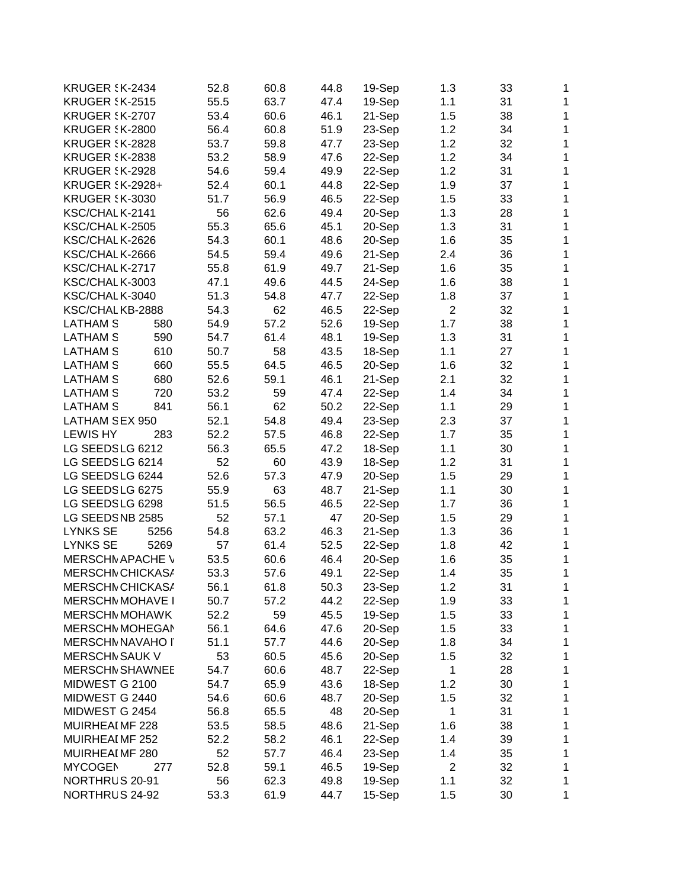| | | | | | | | | |
|---|---|---|---|---|---|---|---|---|
| KRUGER S | K-2434 | 52.8 | 60.8 | 44.8 | 19-Sep | 1.3 | 33 | 1 |
| KRUGER S | K-2515 | 55.5 | 63.7 | 47.4 | 19-Sep | 1.1 | 31 | 1 |
| KRUGER S | K-2707 | 53.4 | 60.6 | 46.1 | 21-Sep | 1.5 | 38 | 1 |
| KRUGER S | K-2800 | 56.4 | 60.8 | 51.9 | 23-Sep | 1.2 | 34 | 1 |
| KRUGER S | K-2828 | 53.7 | 59.8 | 47.7 | 23-Sep | 1.2 | 32 | 1 |
| KRUGER S | K-2838 | 53.2 | 58.9 | 47.6 | 22-Sep | 1.2 | 34 | 1 |
| KRUGER S | K-2928 | 54.6 | 59.4 | 49.9 | 22-Sep | 1.2 | 31 | 1 |
| KRUGER S | K-2928+ | 52.4 | 60.1 | 44.8 | 22-Sep | 1.9 | 37 | 1 |
| KRUGER S | K-3030 | 51.7 | 56.9 | 46.5 | 22-Sep | 1.5 | 33 | 1 |
| KSC/CHAL | K-2141 | 56 | 62.6 | 49.4 | 20-Sep | 1.3 | 28 | 1 |
| KSC/CHAL | K-2505 | 55.3 | 65.6 | 45.1 | 20-Sep | 1.3 | 31 | 1 |
| KSC/CHAL | K-2626 | 54.3 | 60.1 | 48.6 | 20-Sep | 1.6 | 35 | 1 |
| KSC/CHAL | K-2666 | 54.5 | 59.4 | 49.6 | 21-Sep | 2.4 | 36 | 1 |
| KSC/CHAL | K-2717 | 55.8 | 61.9 | 49.7 | 21-Sep | 1.6 | 35 | 1 |
| KSC/CHAL | K-3003 | 47.1 | 49.6 | 44.5 | 24-Sep | 1.6 | 38 | 1 |
| KSC/CHAL | K-3040 | 51.3 | 54.8 | 47.7 | 22-Sep | 1.8 | 37 | 1 |
| KSC/CHAL | KB-2888 | 54.3 | 62 | 46.5 | 22-Sep | 2 | 32 | 1 |
| LATHAM S | 580 | 54.9 | 57.2 | 52.6 | 19-Sep | 1.7 | 38 | 1 |
| LATHAM S | 590 | 54.7 | 61.4 | 48.1 | 19-Sep | 1.3 | 31 | 1 |
| LATHAM S | 610 | 50.7 | 58 | 43.5 | 18-Sep | 1.1 | 27 | 1 |
| LATHAM S | 660 | 55.5 | 64.5 | 46.5 | 20-Sep | 1.6 | 32 | 1 |
| LATHAM S | 680 | 52.6 | 59.1 | 46.1 | 21-Sep | 2.1 | 32 | 1 |
| LATHAM S | 720 | 53.2 | 59 | 47.4 | 22-Sep | 1.4 | 34 | 1 |
| LATHAM S | 841 | 56.1 | 62 | 50.2 | 22-Sep | 1.1 | 29 | 1 |
| LATHAM S | EX 950 | 52.1 | 54.8 | 49.4 | 23-Sep | 2.3 | 37 | 1 |
| LEWIS HY | 283 | 52.2 | 57.5 | 46.8 | 22-Sep | 1.7 | 35 | 1 |
| LG SEEDS | LG 6212 | 56.3 | 65.5 | 47.2 | 18-Sep | 1.1 | 30 | 1 |
| LG SEEDS | LG 6214 | 52 | 60 | 43.9 | 18-Sep | 1.2 | 31 | 1 |
| LG SEEDS | LG 6244 | 52.6 | 57.3 | 47.9 | 20-Sep | 1.5 | 29 | 1 |
| LG SEEDS | LG 6275 | 55.9 | 63 | 48.7 | 21-Sep | 1.1 | 30 | 1 |
| LG SEEDS | LG 6298 | 51.5 | 56.5 | 46.5 | 22-Sep | 1.7 | 36 | 1 |
| LG SEEDS | NB 2585 | 52 | 57.1 | 47 | 20-Sep | 1.5 | 29 | 1 |
| LYNKS SE | 5256 | 54.8 | 63.2 | 46.3 | 21-Sep | 1.3 | 36 | 1 |
| LYNKS SE | 5269 | 57 | 61.4 | 52.5 | 22-Sep | 1.8 | 42 | 1 |
| MERSCHM | APACHE V | 53.5 | 60.6 | 46.4 | 20-Sep | 1.6 | 35 | 1 |
| MERSCHM | CHICKASA | 53.3 | 57.6 | 49.1 | 22-Sep | 1.4 | 35 | 1 |
| MERSCHM | CHICKASA | 56.1 | 61.8 | 50.3 | 23-Sep | 1.2 | 31 | 1 |
| MERSCHM | MOHAVE I | 50.7 | 57.2 | 44.2 | 22-Sep | 1.9 | 33 | 1 |
| MERSCHM | MOHAWK | 52.2 | 59 | 45.5 | 19-Sep | 1.5 | 33 | 1 |
| MERSCHM | MOHEGAN | 56.1 | 64.6 | 47.6 | 20-Sep | 1.5 | 33 | 1 |
| MERSCHM | NAVAHO I | 51.1 | 57.7 | 44.6 | 20-Sep | 1.8 | 34 | 1 |
| MERSCHM | SAUK V | 53 | 60.5 | 45.6 | 20-Sep | 1.5 | 32 | 1 |
| MERSCHM | SHAWNEE | 54.7 | 60.6 | 48.7 | 22-Sep | 1 | 28 | 1 |
| MIDWEST | G 2100 | 54.7 | 65.9 | 43.6 | 18-Sep | 1.2 | 30 | 1 |
| MIDWEST | G 2440 | 54.6 | 60.6 | 48.7 | 20-Sep | 1.5 | 32 | 1 |
| MIDWEST | G 2454 | 56.8 | 65.5 | 48 | 20-Sep | 1 | 31 | 1 |
| MUIRHEAI | MF 228 | 53.5 | 58.5 | 48.6 | 21-Sep | 1.6 | 38 | 1 |
| MUIRHEAI | MF 252 | 52.2 | 58.2 | 46.1 | 22-Sep | 1.4 | 39 | 1 |
| MUIRHEAI | MF 280 | 52 | 57.7 | 46.4 | 23-Sep | 1.4 | 35 | 1 |
| MYCOGEN | 277 | 52.8 | 59.1 | 46.5 | 19-Sep | 2 | 32 | 1 |
| NORTHRU | S 20-91 | 56 | 62.3 | 49.8 | 19-Sep | 1.1 | 32 | 1 |
| NORTHRU | S 24-92 | 53.3 | 61.9 | 44.7 | 15-Sep | 1.5 | 30 | 1 |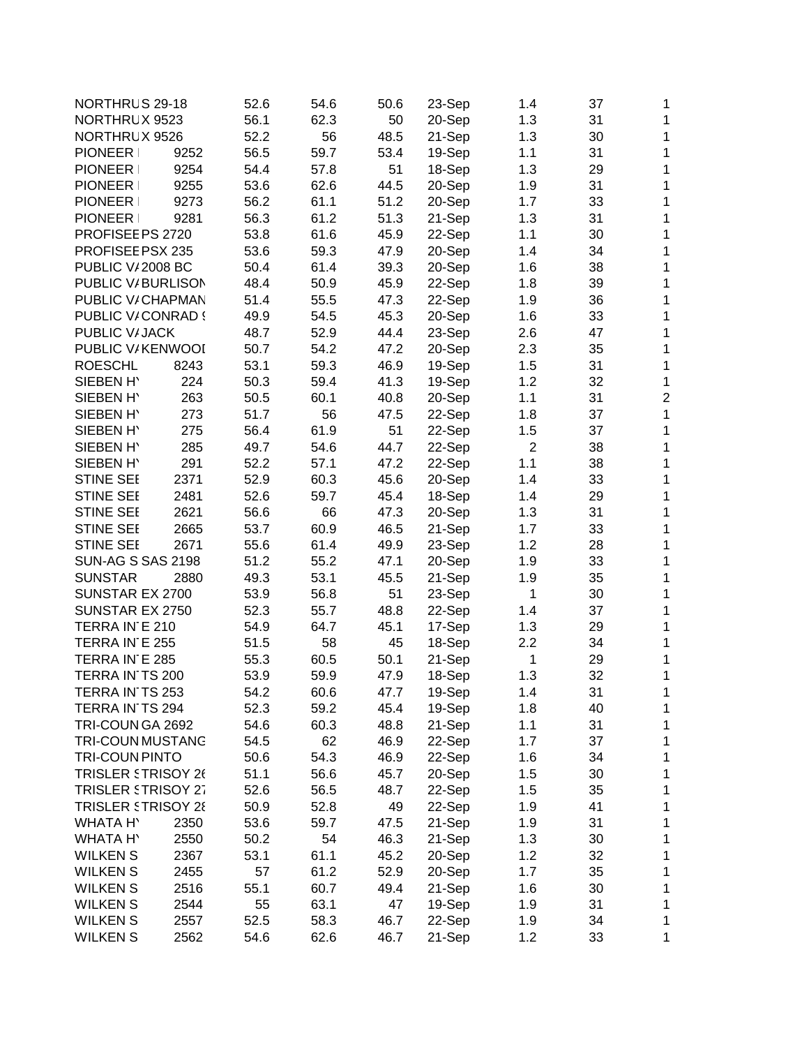| | | | | | | | | |
|---|---|---|---|---|---|---|---|---|
| NORTHRU | S 29-18 | 52.6 | 54.6 | 50.6 | 23-Sep | 1.4 | 37 | 1 |
| NORTHRU | X 9523 | 56.1 | 62.3 | 50 | 20-Sep | 1.3 | 31 | 1 |
| NORTHRU | X 9526 | 52.2 | 56 | 48.5 | 21-Sep | 1.3 | 30 | 1 |
| PIONEER I | 9252 | 56.5 | 59.7 | 53.4 | 19-Sep | 1.1 | 31 | 1 |
| PIONEER I | 9254 | 54.4 | 57.8 | 51 | 18-Sep | 1.3 | 29 | 1 |
| PIONEER I | 9255 | 53.6 | 62.6 | 44.5 | 20-Sep | 1.9 | 31 | 1 |
| PIONEER I | 9273 | 56.2 | 61.1 | 51.2 | 20-Sep | 1.7 | 33 | 1 |
| PIONEER I | 9281 | 56.3 | 61.2 | 51.3 | 21-Sep | 1.3 | 31 | 1 |
| PROFISEE | PS 2720 | 53.8 | 61.6 | 45.9 | 22-Sep | 1.1 | 30 | 1 |
| PROFISEE | PSX 235 | 53.6 | 59.3 | 47.9 | 20-Sep | 1.4 | 34 | 1 |
| PUBLIC V/ | 2008 BC | 50.4 | 61.4 | 39.3 | 20-Sep | 1.6 | 38 | 1 |
| PUBLIC V/ | BURLISON | 48.4 | 50.9 | 45.9 | 22-Sep | 1.8 | 39 | 1 |
| PUBLIC V/ | CHAPMAN | 51.4 | 55.5 | 47.3 | 22-Sep | 1.9 | 36 | 1 |
| PUBLIC V/ | CONRAD 9 | 49.9 | 54.5 | 45.3 | 20-Sep | 1.6 | 33 | 1 |
| PUBLIC V/ | JACK | 48.7 | 52.9 | 44.4 | 23-Sep | 2.6 | 47 | 1 |
| PUBLIC V/ | KENWOOD | 50.7 | 54.2 | 47.2 | 20-Sep | 2.3 | 35 | 1 |
| ROESCHL | 8243 | 53.1 | 59.3 | 46.9 | 19-Sep | 1.5 | 31 | 1 |
| SIEBEN HY | 224 | 50.3 | 59.4 | 41.3 | 19-Sep | 1.2 | 32 | 1 |
| SIEBEN HY | 263 | 50.5 | 60.1 | 40.8 | 20-Sep | 1.1 | 31 | 2 |
| SIEBEN HY | 273 | 51.7 | 56 | 47.5 | 22-Sep | 1.8 | 37 | 1 |
| SIEBEN HY | 275 | 56.4 | 61.9 | 51 | 22-Sep | 1.5 | 37 | 1 |
| SIEBEN HY | 285 | 49.7 | 54.6 | 44.7 | 22-Sep | 2 | 38 | 1 |
| SIEBEN HY | 291 | 52.2 | 57.1 | 47.2 | 22-Sep | 1.1 | 38 | 1 |
| STINE SEE | 2371 | 52.9 | 60.3 | 45.6 | 20-Sep | 1.4 | 33 | 1 |
| STINE SEE | 2481 | 52.6 | 59.7 | 45.4 | 18-Sep | 1.4 | 29 | 1 |
| STINE SEE | 2621 | 56.6 | 66 | 47.3 | 20-Sep | 1.3 | 31 | 1 |
| STINE SEE | 2665 | 53.7 | 60.9 | 46.5 | 21-Sep | 1.7 | 33 | 1 |
| STINE SEE | 2671 | 55.6 | 61.4 | 49.9 | 23-Sep | 1.2 | 28 | 1 |
| SUN-AG S | SAS 2198 | 51.2 | 55.2 | 47.1 | 20-Sep | 1.9 | 33 | 1 |
| SUNSTAR | 2880 | 49.3 | 53.1 | 45.5 | 21-Sep | 1.9 | 35 | 1 |
| SUNSTAR | EX 2700 | 53.9 | 56.8 | 51 | 23-Sep | 1 | 30 | 1 |
| SUNSTAR | EX 2750 | 52.3 | 55.7 | 48.8 | 22-Sep | 1.4 | 37 | 1 |
| TERRA INT | E 210 | 54.9 | 64.7 | 45.1 | 17-Sep | 1.3 | 29 | 1 |
| TERRA INT | E 255 | 51.5 | 58 | 45 | 18-Sep | 2.2 | 34 | 1 |
| TERRA INT | E 285 | 55.3 | 60.5 | 50.1 | 21-Sep | 1 | 29 | 1 |
| TERRA INT | TS 200 | 53.9 | 59.9 | 47.9 | 18-Sep | 1.3 | 32 | 1 |
| TERRA INT | TS 253 | 54.2 | 60.6 | 47.7 | 19-Sep | 1.4 | 31 | 1 |
| TERRA INT | TS 294 | 52.3 | 59.2 | 45.4 | 19-Sep | 1.8 | 40 | 1 |
| TRI-COUN | GA 2692 | 54.6 | 60.3 | 48.8 | 21-Sep | 1.1 | 31 | 1 |
| TRI-COUN | MUSTANG | 54.5 | 62 | 46.9 | 22-Sep | 1.7 | 37 | 1 |
| TRI-COUN | PINTO | 50.6 | 54.3 | 46.9 | 22-Sep | 1.6 | 34 | 1 |
| TRISLER S | TRISOY 26 | 51.1 | 56.6 | 45.7 | 20-Sep | 1.5 | 30 | 1 |
| TRISLER S | TRISOY 27 | 52.6 | 56.5 | 48.7 | 22-Sep | 1.5 | 35 | 1 |
| TRISLER S | TRISOY 28 | 50.9 | 52.8 | 49 | 22-Sep | 1.9 | 41 | 1 |
| WHATA HY | 2350 | 53.6 | 59.7 | 47.5 | 21-Sep | 1.9 | 31 | 1 |
| WHATA HY | 2550 | 50.2 | 54 | 46.3 | 21-Sep | 1.3 | 30 | 1 |
| WILKEN S | 2367 | 53.1 | 61.1 | 45.2 | 20-Sep | 1.2 | 32 | 1 |
| WILKEN S | 2455 | 57 | 61.2 | 52.9 | 20-Sep | 1.7 | 35 | 1 |
| WILKEN S | 2516 | 55.1 | 60.7 | 49.4 | 21-Sep | 1.6 | 30 | 1 |
| WILKEN S | 2544 | 55 | 63.1 | 47 | 19-Sep | 1.9 | 31 | 1 |
| WILKEN S | 2557 | 52.5 | 58.3 | 46.7 | 22-Sep | 1.9 | 34 | 1 |
| WILKEN S | 2562 | 54.6 | 62.6 | 46.7 | 21-Sep | 1.2 | 33 | 1 |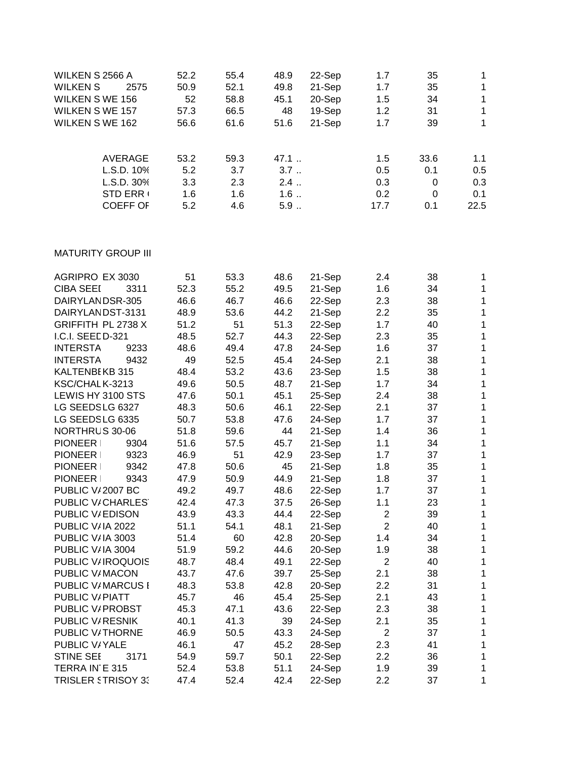| | | | | | | | | |
|---|---|---|---|---|---|---|---|---|
| WILKEN S | 2566 A | 52.2 | 55.4 | 48.9 | 22-Sep | 1.7 | 35 | 1 |
| WILKEN S | 2575 | 50.9 | 52.1 | 49.8 | 21-Sep | 1.7 | 35 | 1 |
| WILKEN S | WE 156 | 52 | 58.8 | 45.1 | 20-Sep | 1.5 | 34 | 1 |
| WILKEN S | WE 157 | 57.3 | 66.5 | 48 | 19-Sep | 1.2 | 31 | 1 |
| WILKEN S | WE 162 | 56.6 | 61.6 | 51.6 | 21-Sep | 1.7 | 39 | 1 |
| | | | | | | | | |
| | AVERAGE | 53.2 | 59.3 | 47.1 .. | | 1.5 | 33.6 | 1.1 |
| | L.S.D. 10% | 5.2 | 3.7 | 3.7 .. | | 0.5 | 0.1 | 0.5 |
| | L.S.D. 30% | 3.3 | 2.3 | 2.4 .. | | 0.3 | 0 | 0.3 |
| | STD ERR ( | 1.6 | 1.6 | 1.6 .. | | 0.2 | 0 | 0.1 |
| | COEFF OF | 5.2 | 4.6 | 5.9 .. | | 17.7 | 0.1 | 22.5 |

MATURITY GROUP III

| | | | | | | | | |
|---|---|---|---|---|---|---|---|---|
| AGRIPRO | EX 3030 | 51 | 53.3 | 48.6 | 21-Sep | 2.4 | 38 | 1 |
| CIBA SEEI | 3311 | 52.3 | 55.2 | 49.5 | 21-Sep | 1.6 | 34 | 1 |
| DAIRYLAN | DSR-305 | 46.6 | 46.7 | 46.6 | 22-Sep | 2.3 | 38 | 1 |
| DAIRYLAN | DST-3131 | 48.9 | 53.6 | 44.2 | 21-Sep | 2.2 | 35 | 1 |
| GRIFFITH | PL 2738 X | 51.2 | 51 | 51.3 | 22-Sep | 1.7 | 40 | 1 |
| I.C.I. SEEI | D-321 | 48.5 | 52.7 | 44.3 | 22-Sep | 2.3 | 35 | 1 |
| INTERSTA | 9233 | 48.6 | 49.4 | 47.8 | 24-Sep | 1.6 | 37 | 1 |
| INTERSTA | 9432 | 49 | 52.5 | 45.4 | 24-Sep | 2.1 | 38 | 1 |
| KALTENBE | KB 315 | 48.4 | 53.2 | 43.6 | 23-Sep | 1.5 | 38 | 1 |
| KSC/CHAL | K-3213 | 49.6 | 50.5 | 48.7 | 21-Sep | 1.7 | 34 | 1 |
| LEWIS HY | 3100 STS | 47.6 | 50.1 | 45.1 | 25-Sep | 2.4 | 38 | 1 |
| LG SEEDS | LG 6327 | 48.3 | 50.6 | 46.1 | 22-Sep | 2.1 | 37 | 1 |
| LG SEEDS | LG 6335 | 50.7 | 53.8 | 47.6 | 24-Sep | 1.7 | 37 | 1 |
| NORTHRU | S 30-06 | 51.8 | 59.6 | 44 | 21-Sep | 1.4 | 36 | 1 |
| PIONEER I | 9304 | 51.6 | 57.5 | 45.7 | 21-Sep | 1.1 | 34 | 1 |
| PIONEER I | 9323 | 46.9 | 51 | 42.9 | 23-Sep | 1.7 | 37 | 1 |
| PIONEER I | 9342 | 47.8 | 50.6 | 45 | 21-Sep | 1.8 | 35 | 1 |
| PIONEER I | 9343 | 47.9 | 50.9 | 44.9 | 21-Sep | 1.8 | 37 | 1 |
| PUBLIC V/ | 2007 BC | 49.2 | 49.7 | 48.6 | 22-Sep | 1.7 | 37 | 1 |
| PUBLIC V/ | CHARLES | 42.4 | 47.3 | 37.5 | 26-Sep | 1.1 | 23 | 1 |
| PUBLIC V/ | EDISON | 43.9 | 43.3 | 44.4 | 22-Sep | 2 | 39 | 1 |
| PUBLIC V/ | IA 2022 | 51.1 | 54.1 | 48.1 | 21-Sep | 2 | 40 | 1 |
| PUBLIC V/ | IA 3003 | 51.4 | 60 | 42.8 | 20-Sep | 1.4 | 34 | 1 |
| PUBLIC V/ | IA 3004 | 51.9 | 59.2 | 44.6 | 20-Sep | 1.9 | 38 | 1 |
| PUBLIC V/ | IROQUOIS | 48.7 | 48.4 | 49.1 | 22-Sep | 2 | 40 | 1 |
| PUBLIC V/ | MACON | 43.7 | 47.6 | 39.7 | 25-Sep | 2.1 | 38 | 1 |
| PUBLIC V/ | MARCUS I | 48.3 | 53.8 | 42.8 | 20-Sep | 2.2 | 31 | 1 |
| PUBLIC V/ | PIATT | 45.7 | 46 | 45.4 | 25-Sep | 2.1 | 43 | 1 |
| PUBLIC V/ | PROBST | 45.3 | 47.1 | 43.6 | 22-Sep | 2.3 | 38 | 1 |
| PUBLIC V/ | RESNIK | 40.1 | 41.3 | 39 | 24-Sep | 2.1 | 35 | 1 |
| PUBLIC V/ | THORNE | 46.9 | 50.5 | 43.3 | 24-Sep | 2 | 37 | 1 |
| PUBLIC V/ | YALE | 46.1 | 47 | 45.2 | 28-Sep | 2.3 | 41 | 1 |
| STINE SEI | 3171 | 54.9 | 59.7 | 50.1 | 22-Sep | 2.2 | 36 | 1 |
| TERRA IN | E 315 | 52.4 | 53.8 | 51.1 | 24-Sep | 1.9 | 39 | 1 |
| TRISLER S | TRISOY 33 | 47.4 | 52.4 | 42.4 | 22-Sep | 2.2 | 37 | 1 |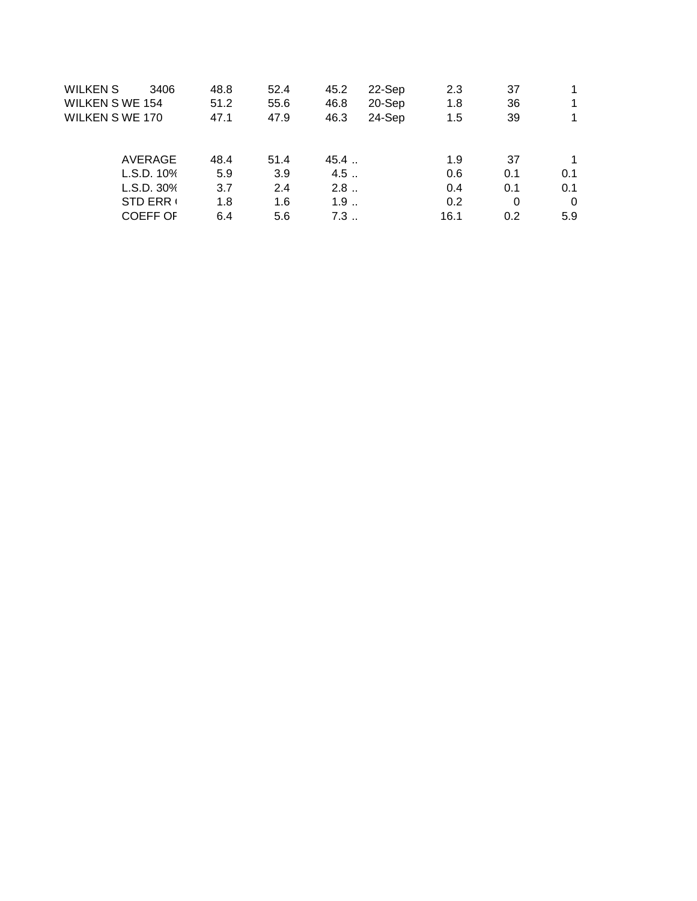| | | | | | | | |
|---|---|---|---|---|---|---|---|
| WILKEN S 3406 | 48.8 | 52.4 | 45.2 | 22-Sep | 2.3 | 37 | 1 |
| WILKEN S WE 154 | 51.2 | 55.6 | 46.8 | 20-Sep | 1.8 | 36 | 1 |
| WILKEN S WE 170 | 47.1 | 47.9 | 46.3 | 24-Sep | 1.5 | 39 | 1 |
| | | | | | | | |
| AVERAGE | 48.4 | 51.4 | 45.4 | .. | 1.9 | 37 | 1 |
| L.S.D. 10% | 5.9 | 3.9 | 4.5 | .. | 0.6 | 0.1 | 0.1 |
| L.S.D. 30% | 3.7 | 2.4 | 2.8 | .. | 0.4 | 0.1 | 0.1 |
| STD ERR ( | 1.8 | 1.6 | 1.9 | .. | 0.2 | 0 | 0 |
| COEFF OF | 6.4 | 5.6 | 7.3 | .. | 16.1 | 0.2 | 5.9 |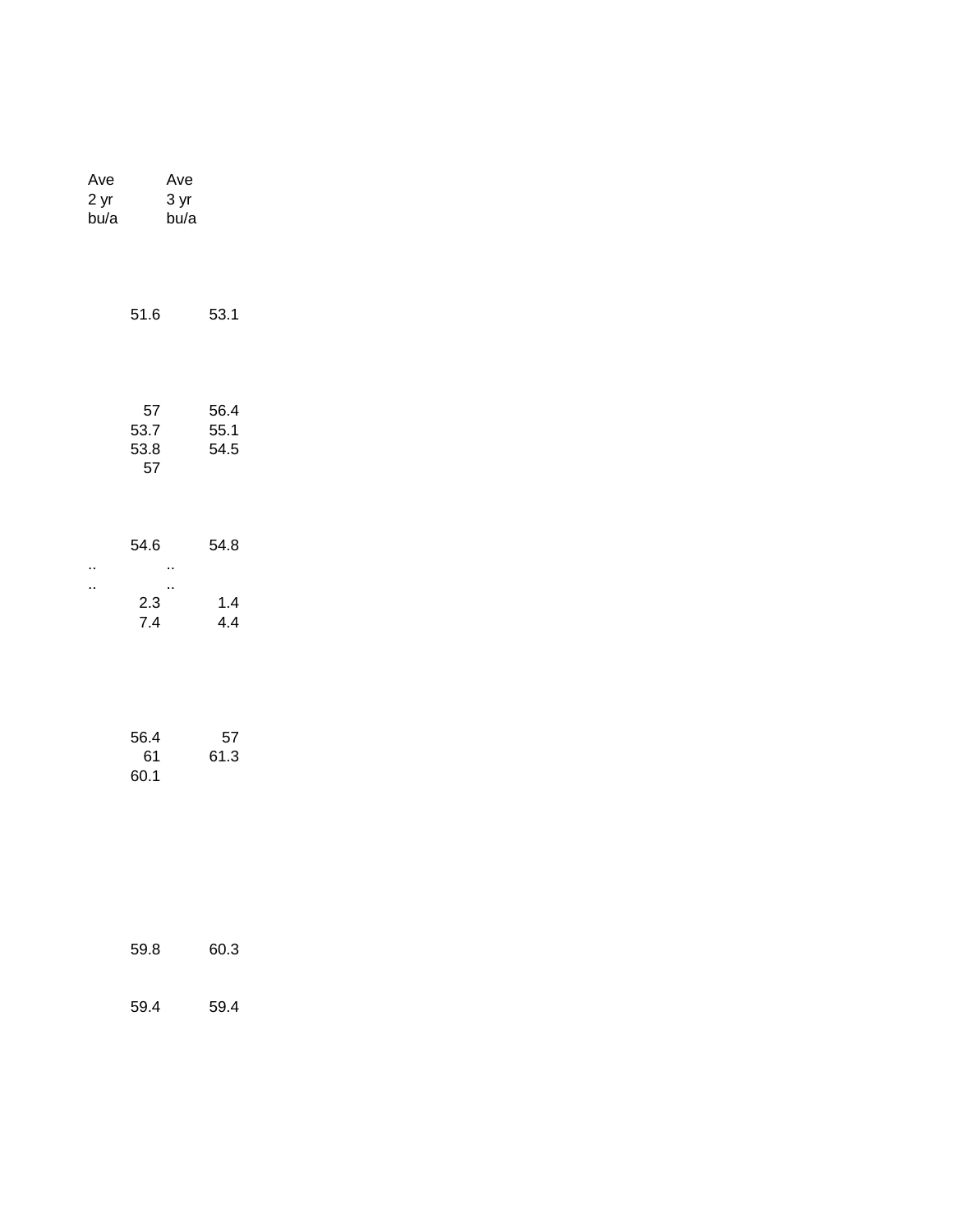| Ave 2 yr bu/a | Ave 3 yr bu/a |
|---|---|
| 51.6 | 53.1 |
| 57 | 56.4 |
| 53.7 | 55.1 |
| 53.8 | 54.5 |
| 57 | |
| 54.6 | 54.8 |
| .. | .. |
| .. | .. |
| 2.3 | 1.4 |
| 7.4 | 4.4 |
| 56.4 | 57 |
| 61 | 61.3 |
| 60.1 | |
| 59.8 | 60.3 |
| 59.4 | 59.4 |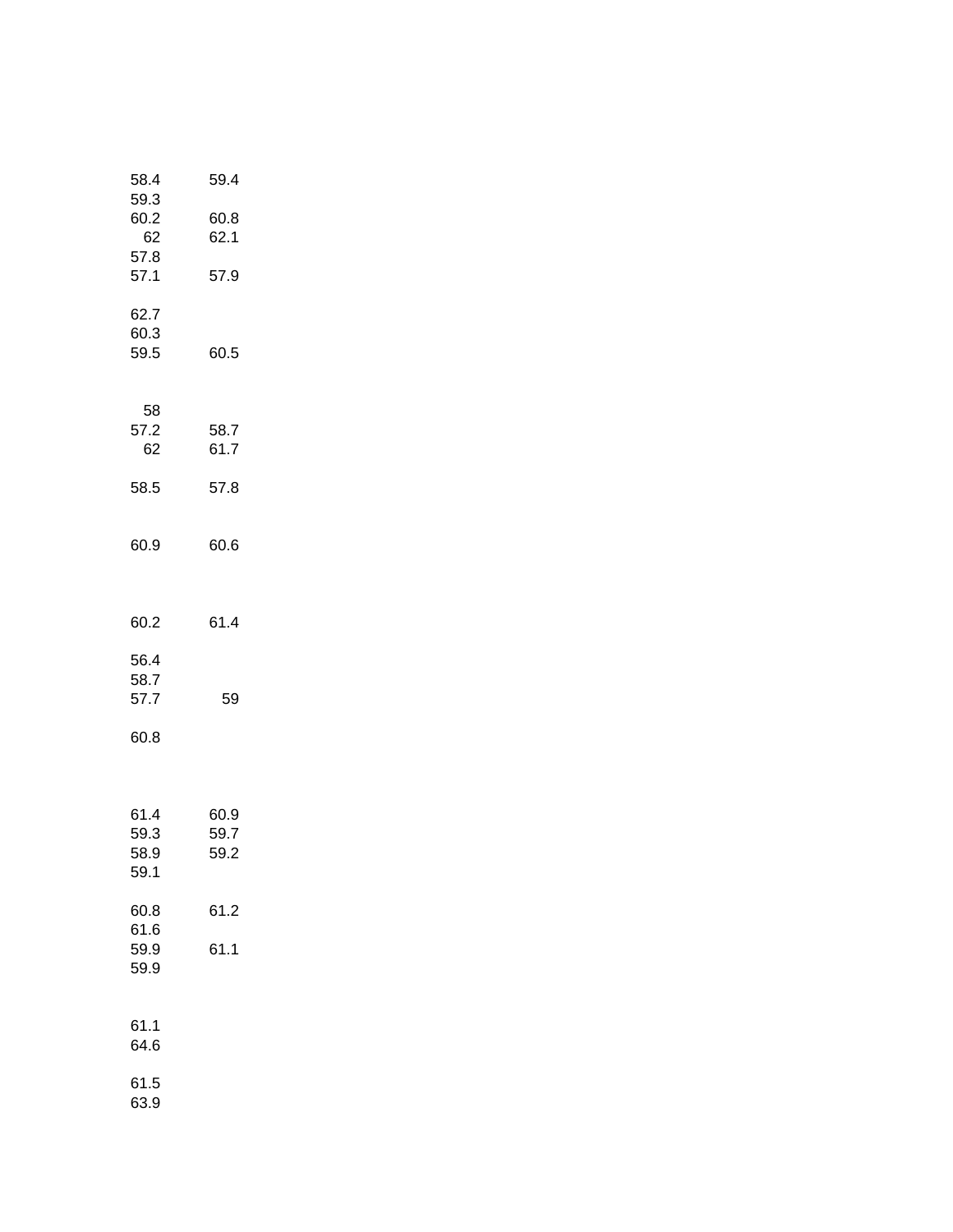| | |
|---|---|
| 58.4 | 59.4 |
| 59.3 | |
| 60.2 | 60.8 |
| 62 | 62.1 |
| 57.8 | |
| 57.1 | 57.9 |
| | |
| 62.7 | |
| 60.3 | |
| 59.5 | 60.5 |
| | |
| | |
| 58 | |
| 57.2 | 58.7 |
| 62 | 61.7 |
| | |
| 58.5 | 57.8 |
| | |
| | |
| 60.9 | 60.6 |
| | |
| | |
| | |
| 60.2 | 61.4 |
| | |
| 56.4 | |
| 58.7 | |
| 57.7 | 59 |
| | |
| 60.8 | |
| | |
| | |
| | |
| 61.4 | 60.9 |
| 59.3 | 59.7 |
| 58.9 | 59.2 |
| 59.1 | |
| | |
| 60.8 | 61.2 |
| 61.6 | |
| 59.9 | 61.1 |
| 59.9 | |
| | |
| | |
| 61.1 | |
| 64.6 | |
| | |
| 61.5 | |
| 63.9 | |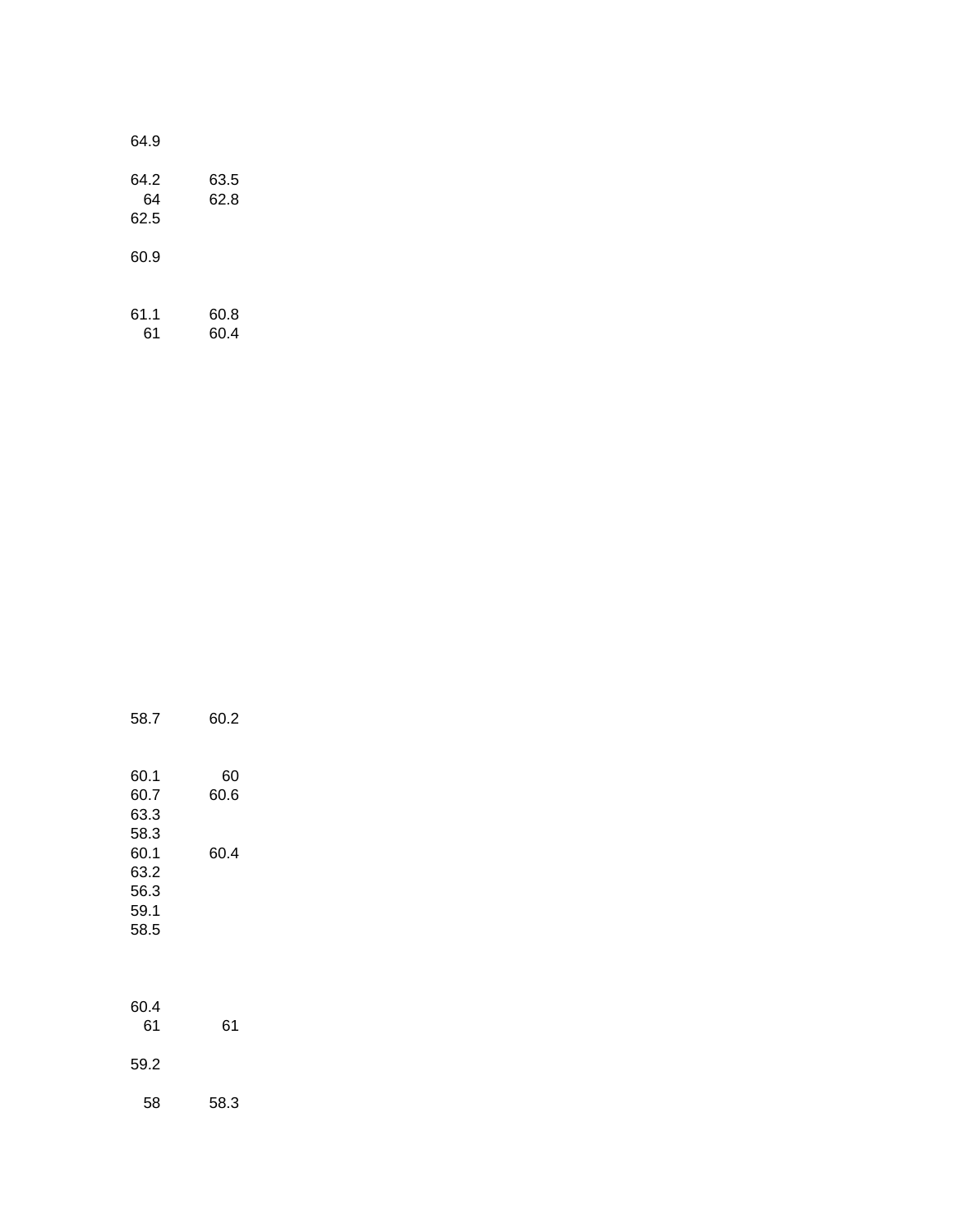| | |
|---|---|
| 64.9 | |
| | |
| 64.2 | 63.5 |
| 64 | 62.8 |
| 62.5 | |
| | |
| 60.9 | |
| | |
| | |
| 61.1 | 60.8 |
| 61 | 60.4 |
| | |
| 58.7 | 60.2 |
| | |
| | |
| 60.1 | 60 |
| 60.7 | 60.6 |
| 63.3 | |
| 58.3 | |
| 60.1 | 60.4 |
| 63.2 | |
| 56.3 | |
| 59.1 | |
| 58.5 | |
| | |
| | |
| | |
| 60.4 | |
| 61 | 61 |
| | |
| 59.2 | |
| | |
| 58 | 58.3 |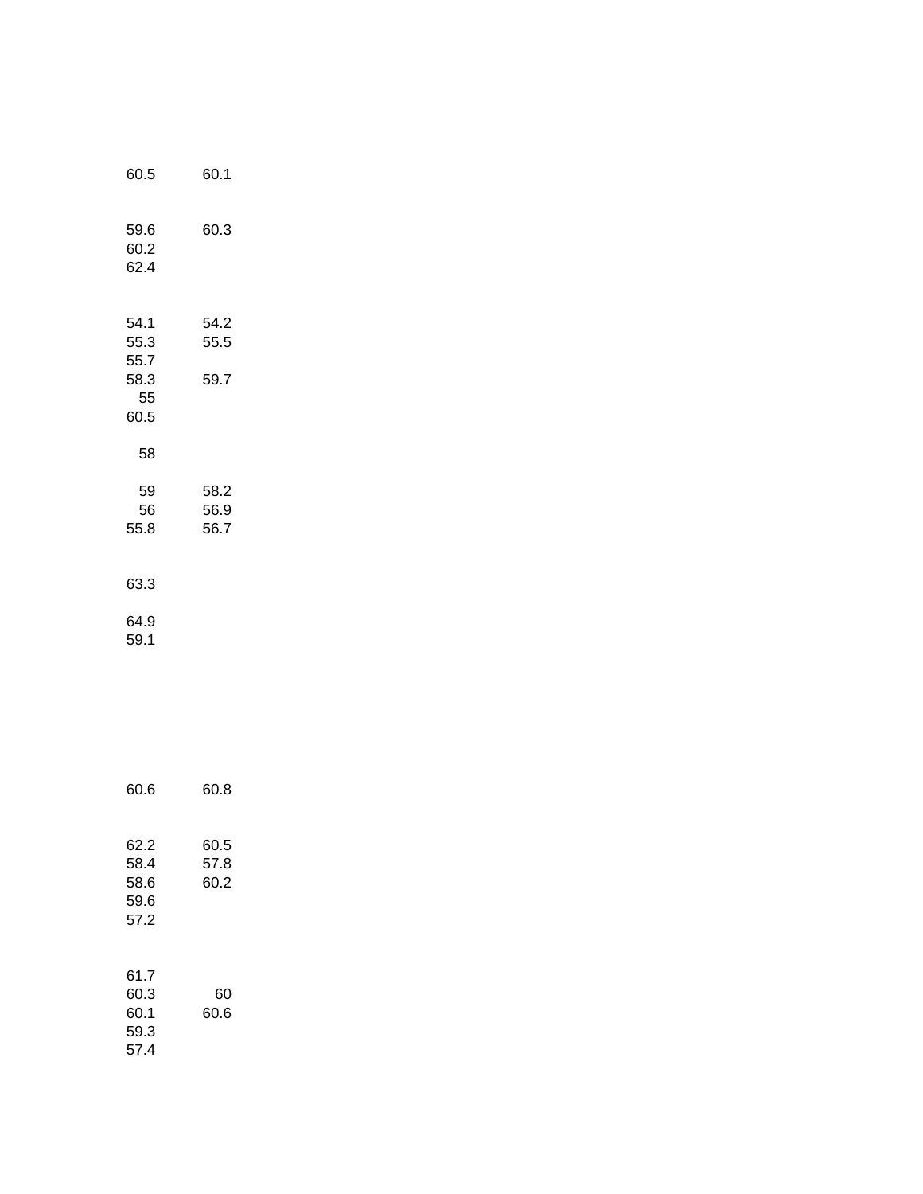| | |
|---|---|
| 60.5 | 60.1 |
| | |
| 59.6 | 60.3 |
| 60.2 | |
| 62.4 | |
| | |
| 54.1 | 54.2 |
| 55.3 | 55.5 |
| 55.7 | |
| 58.3 | 59.7 |
| 55 | |
| 60.5 | |
| | |
| 58 | |
| | |
| 59 | 58.2 |
| 56 | 56.9 |
| 55.8 | 56.7 |
| | |
| 63.3 | |
| | |
| 64.9 | |
| 59.1 | |
| | |
| 60.6 | 60.8 |
| | |
| 62.2 | 60.5 |
| 58.4 | 57.8 |
| 58.6 | 60.2 |
| 59.6 | |
| 57.2 | |
| | |
| 61.7 | |
| 60.3 | 60 |
| 60.1 | 60.6 |
| 59.3 | |
| 57.4 | |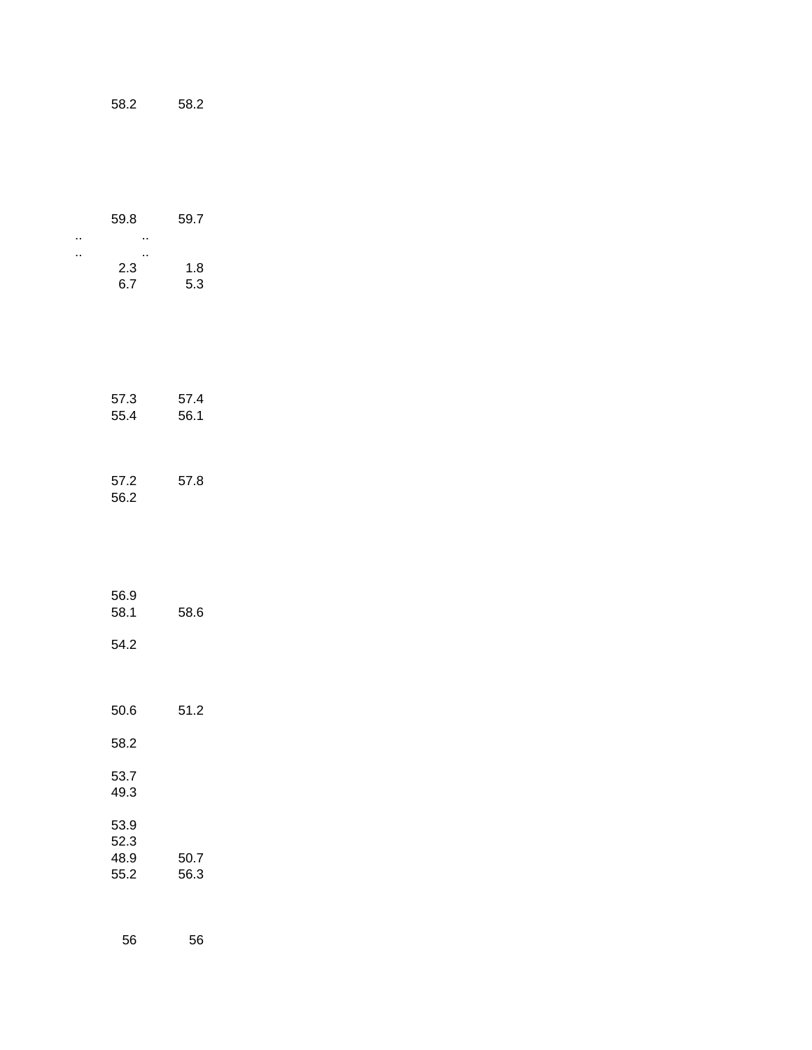| | | |
|---|---|---|
| | 58.2 | 58.2 |
| | | |
| | 59.8 | 59.7 |
| .. | | .. |
| .. | | .. |
| | 2.3 | 1.8 |
| | 6.7 | 5.3 |
| | | |
| | 57.3 | 57.4 |
| | 55.4 | 56.1 |
| | | |
| | 57.2 | 57.8 |
| | 56.2 | |
| | | |
| | 56.9 | |
| | 58.1 | 58.6 |
| | | |
| | 54.2 | |
| | | |
| | 50.6 | 51.2 |
| | | |
| | 58.2 | |
| | | |
| | 53.7 | |
| | 49.3 | |
| | | |
| | 53.9 | |
| | 52.3 | |
| | 48.9 | 50.7 |
| | 55.2 | 56.3 |
| | | |
| | 56 | 56 |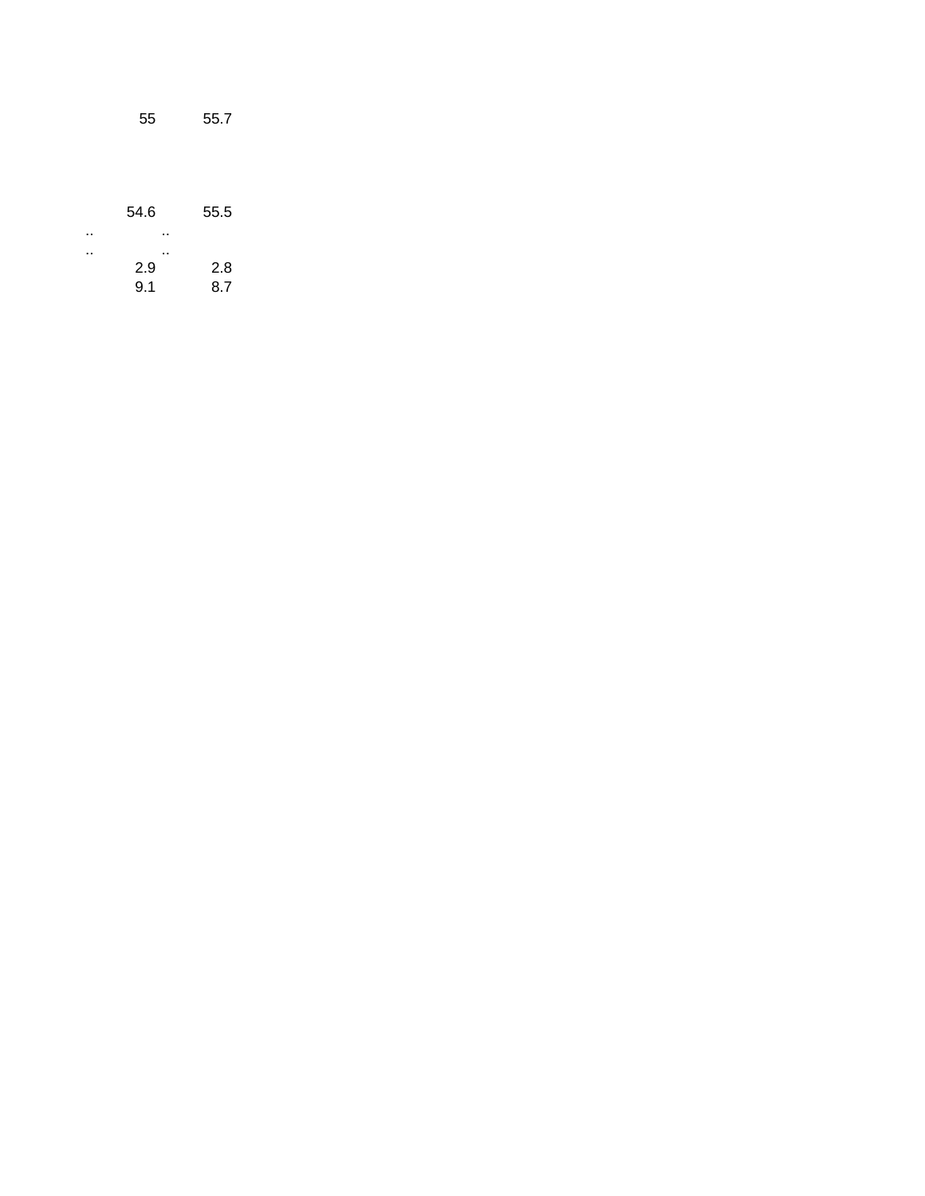| | |
|---|---|
| 55 | 55.7 |
| | |
| | |
| | |
| 54.6 | 55.5 |
| .. | .. |
| .. | .. |
| 2.9 | 2.8 |
| 9.1 | 8.7 |